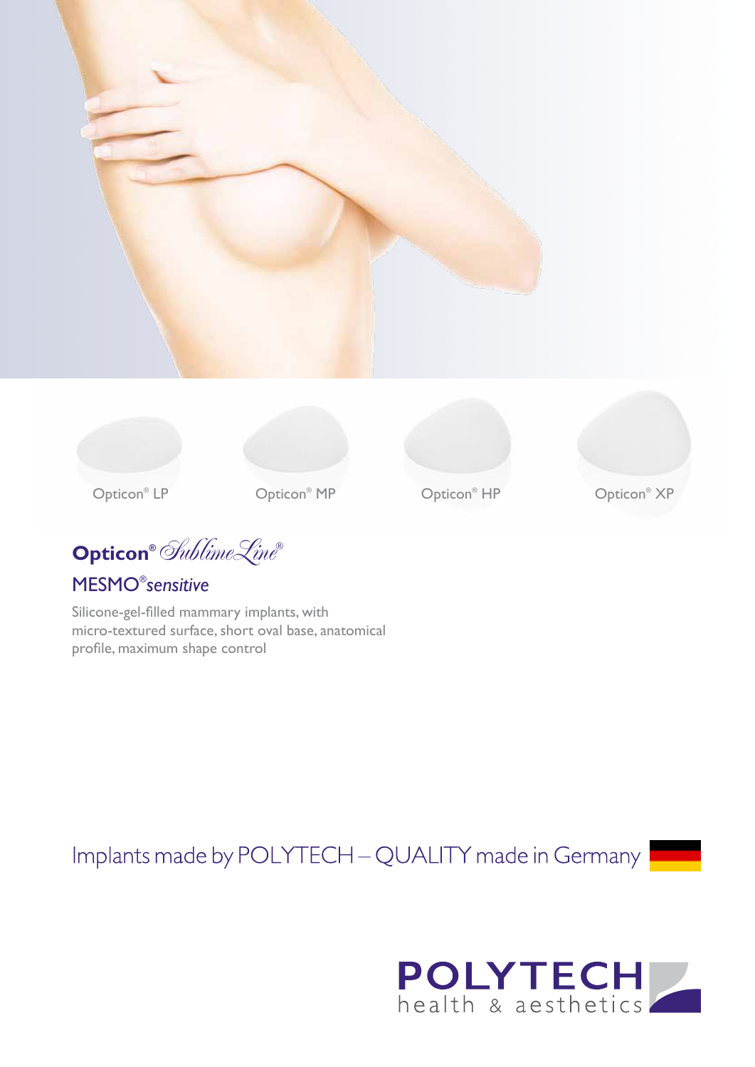Opticon® LP

Opticon® MP

Opticon® HP

Opticon® XP

# Opticon® *SublimeLine®*

## MESMO®*sensitive*

Silicone-gel-filled mammary implants, with micro-textured surface, short oval base, anatomical profile, maximum shape control

Implants made by POLYTECH – QUALITY made in Germany

**POLYTECH**
health & aesthetics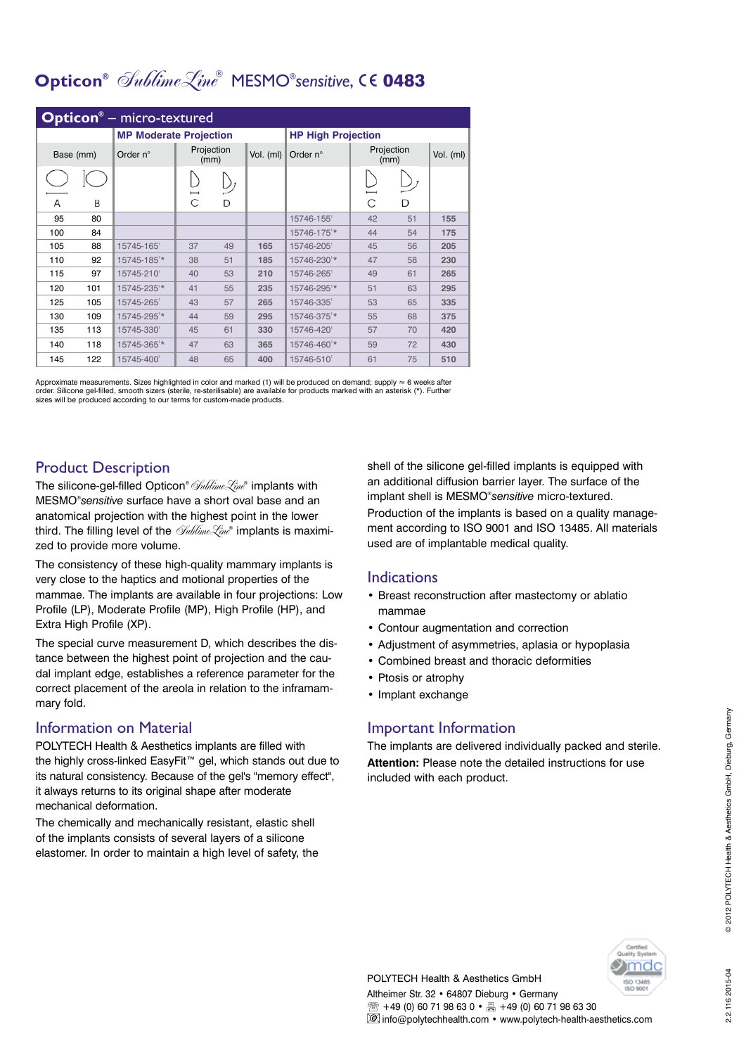# Opticon® *SublimeLine*® MESMO®*sensitive*, CE 0483

| Opticon® – micro-textured | | | | | | | | | |
|---|---|---|---|---|---|---|---|---|---|
| | | MP Moderate Projection | | | | HP High Projection | | | |
| Base (mm) | | Order n° | Projection (mm) | | Vol. (ml) | Order n° | Projection (mm) | | Vol. (ml) |
| A | B | | C | D | | | C | D | |
| 95 | 80 | | | | | 15746-155[1] | 42 | 51 | **155** |
| 100 | 84 | | | | | 15746-175[1]* | 44 | 54 | **175** |
| 105 | 88 | 15745-165[1] | 37 | 49 | **165** | 15746-205[1] | 45 | 56 | **205** |
| 110 | 92 | 15745-185[1]* | 38 | 51 | **185** | 15746-230[1]* | 47 | 58 | **230** |
| 115 | 97 | 15745-210[1] | 40 | 53 | **210** | 15746-265[1] | 49 | 61 | **265** |
| 120 | 101 | 15745-235[1]* | 41 | 55 | **235** | 15746-295[1]* | 51 | 63 | **295** |
| 125 | 105 | 15745-265[1] | 43 | 57 | **265** | 15746-335[1] | 53 | 65 | **335** |
| 130 | 109 | 15745-295[1]* | 44 | 59 | **295** | 15746-375[1]* | 55 | 68 | **375** |
| 135 | 113 | 15745-330[1] | 45 | 61 | **330** | 15746-420[1] | 57 | 70 | **420** |
| 140 | 118 | 15745-365[1]* | 47 | 63 | **365** | 15746-460[1]* | 59 | 72 | **430** |
| 145 | 122 | 15745-400[1] | 48 | 65 | **400** | 15746-510[1] | 61 | 75 | **510** |

Approximate measurements. Sizes highlighted in color and marked (1) will be produced on demand; supply ≈ 6 weeks after order. Silicone gel-filled, smooth sizers (sterile, re-sterilisable) are available for products marked with an asterisk (*). Further sizes will be produced according to our terms for custom-made products.

## Product Description

The silicone-gel-filled Opticon® *SublimeLine*® implants with MESMO®*sensitive* surface have a short oval base and an anatomical projection with the highest point in the lower third. The filling level of the *SublimeLine*® implants is maximized to provide more volume.

The consistency of these high-quality mammary implants is very close to the haptics and motional properties of the mammae. The implants are available in four projections: Low Profile (LP), Moderate Profile (MP), High Profile (HP), and Extra High Profile (XP).

The special curve measurement D, which describes the distance between the highest point of projection and the caudal implant edge, establishes a reference parameter for the correct placement of the areola in relation to the inframammary fold.

## Information on Material

POLYTECH Health & Aesthetics implants are filled with the highly cross-linked EasyFit™ gel, which stands out due to its natural consistency. Because of the gel's "memory effect", it always returns to its original shape after moderate mechanical deformation.

The chemically and mechanically resistant, elastic shell of the implants consists of several layers of a silicone elastomer. In order to maintain a high level of safety, the shell of the silicone gel-filled implants is equipped with an additional diffusion barrier layer. The surface of the implant shell is MESMO®*sensitive* micro-textured.

Production of the implants is based on a quality management according to ISO 9001 and ISO 13485. All materials used are of implantable medical quality.

## Indications

- Breast reconstruction after mastectomy or ablatio mammae
- Contour augmentation and correction
- Adjustment of asymmetries, aplasia or hypoplasia
- Combined breast and thoracic deformities
- Ptosis or atrophy
- Implant exchange

## Important Information

The implants are delivered individually packed and sterile.

**Attention:** Please note the detailed instructions for use included with each product.

POLYTECH Health & Aesthetics GmbH
Altheimer Str. 32 • 64807 Dieburg • Germany
☏ +49 (0) 60 71 98 63 0 • 🖷 +49 (0) 60 71 98 63 30
info@polytechhealth.com • www.polytech-health-aesthetics.com

Certified Quality System mdc ISO 13485 ISO 9001

© 2012 POLYTECH Health & Aesthetics GmbH, Dieburg, Germany

2.2.116 2015-04